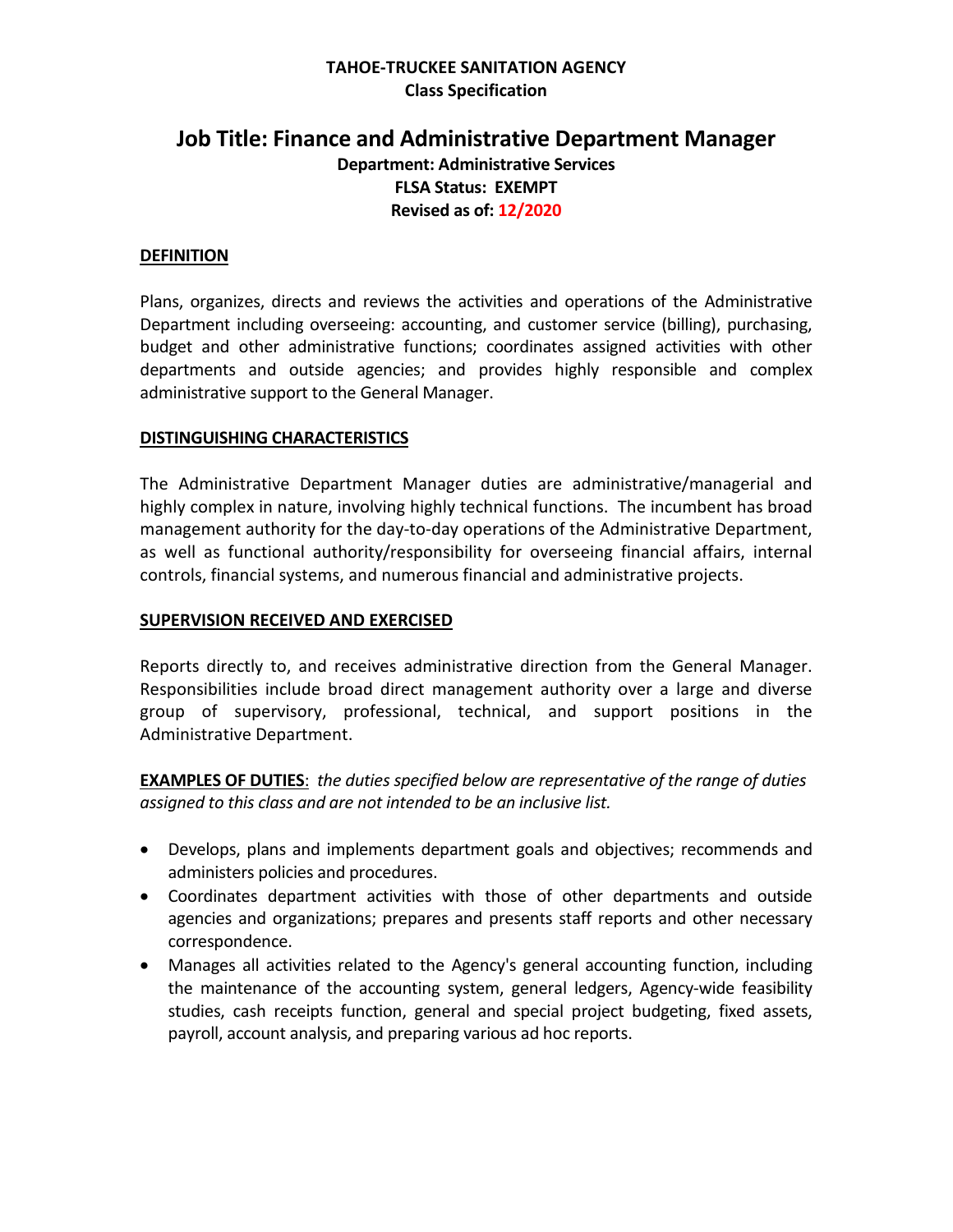**TAHOE-TRUCKEE SANITATION AGENCY**
**Class Specification**

# Job Title: Finance and Administrative Department Manager

**Department: Administrative Services**
**FLSA Status: EXEMPT**
**Revised as of: 12/2020**

## DEFINITION

Plans, organizes, directs and reviews the activities and operations of the Administrative Department including overseeing: accounting, and customer service (billing), purchasing, budget and other administrative functions; coordinates assigned activities with other departments and outside agencies; and provides highly responsible and complex administrative support to the General Manager.

## DISTINGUISHING CHARACTERISTICS

The Administrative Department Manager duties are administrative/managerial and highly complex in nature, involving highly technical functions. The incumbent has broad management authority for the day-to-day operations of the Administrative Department, as well as functional authority/responsibility for overseeing financial affairs, internal controls, financial systems, and numerous financial and administrative projects.

## SUPERVISION RECEIVED AND EXERCISED

Reports directly to, and receives administrative direction from the General Manager. Responsibilities include broad direct management authority over a large and diverse group of supervisory, professional, technical, and support positions in the Administrative Department.

**EXAMPLES OF DUTIES**: *the duties specified below are representative of the range of duties assigned to this class and are not intended to be an inclusive list.*

- Develops, plans and implements department goals and objectives; recommends and administers policies and procedures.
- Coordinates department activities with those of other departments and outside agencies and organizations; prepares and presents staff reports and other necessary correspondence.
- Manages all activities related to the Agency's general accounting function, including the maintenance of the accounting system, general ledgers, Agency-wide feasibility studies, cash receipts function, general and special project budgeting, fixed assets, payroll, account analysis, and preparing various ad hoc reports.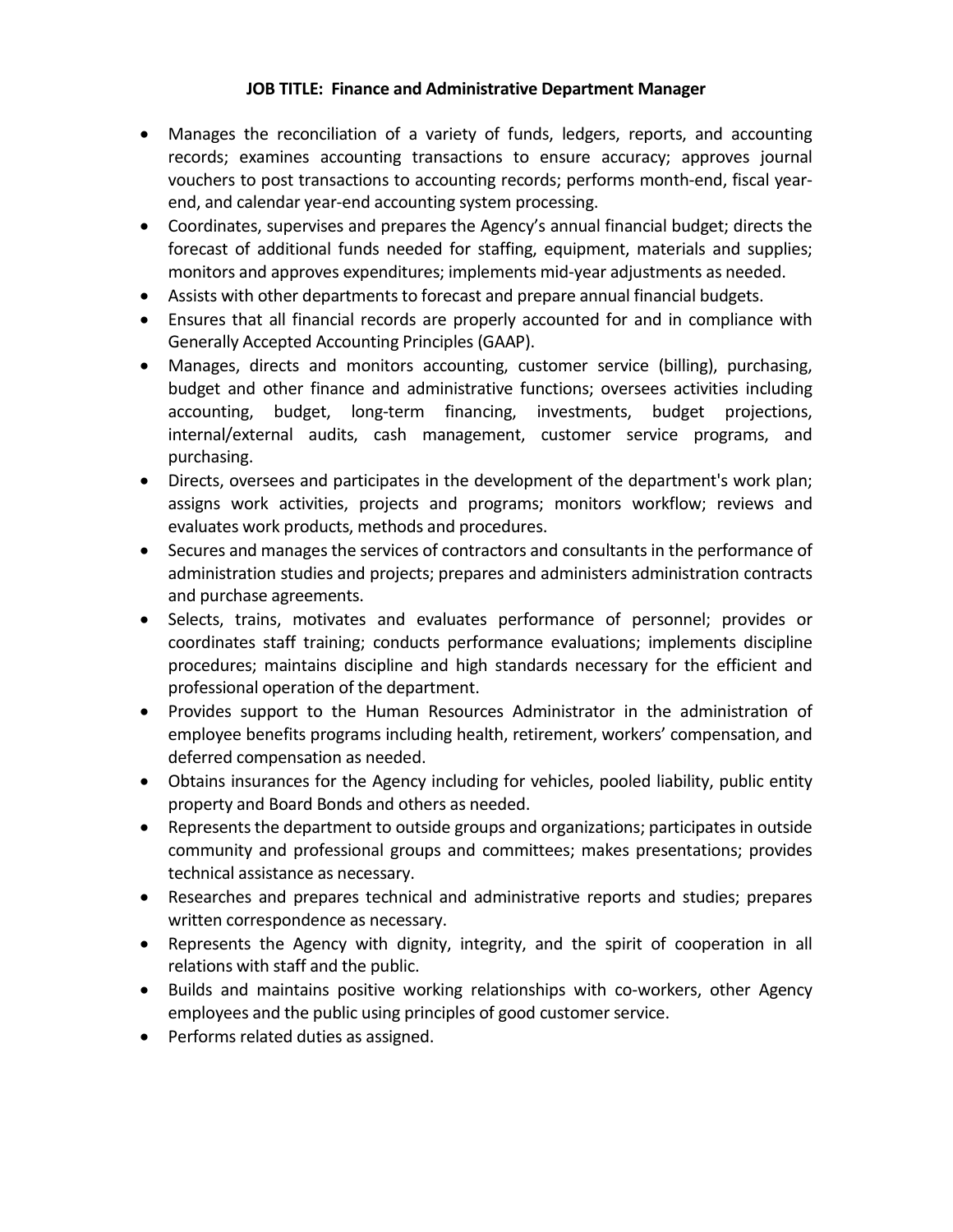**JOB TITLE: Finance and Administrative Department Manager**

- Manages the reconciliation of a variety of funds, ledgers, reports, and accounting records; examines accounting transactions to ensure accuracy; approves journal vouchers to post transactions to accounting records; performs month-end, fiscal year-end, and calendar year-end accounting system processing.
- Coordinates, supervises and prepares the Agency's annual financial budget; directs the forecast of additional funds needed for staffing, equipment, materials and supplies; monitors and approves expenditures; implements mid-year adjustments as needed.
- Assists with other departments to forecast and prepare annual financial budgets.
- Ensures that all financial records are properly accounted for and in compliance with Generally Accepted Accounting Principles (GAAP).
- Manages, directs and monitors accounting, customer service (billing), purchasing, budget and other finance and administrative functions; oversees activities including accounting, budget, long-term financing, investments, budget projections, internal/external audits, cash management, customer service programs, and purchasing.
- Directs, oversees and participates in the development of the department's work plan; assigns work activities, projects and programs; monitors workflow; reviews and evaluates work products, methods and procedures.
- Secures and manages the services of contractors and consultants in the performance of administration studies and projects; prepares and administers administration contracts and purchase agreements.
- Selects, trains, motivates and evaluates performance of personnel; provides or coordinates staff training; conducts performance evaluations; implements discipline procedures; maintains discipline and high standards necessary for the efficient and professional operation of the department.
- Provides support to the Human Resources Administrator in the administration of employee benefits programs including health, retirement, workers' compensation, and deferred compensation as needed.
- Obtains insurances for the Agency including for vehicles, pooled liability, public entity property and Board Bonds and others as needed.
- Represents the department to outside groups and organizations; participates in outside community and professional groups and committees; makes presentations; provides technical assistance as necessary.
- Researches and prepares technical and administrative reports and studies; prepares written correspondence as necessary.
- Represents the Agency with dignity, integrity, and the spirit of cooperation in all relations with staff and the public.
- Builds and maintains positive working relationships with co-workers, other Agency employees and the public using principles of good customer service.
- Performs related duties as assigned.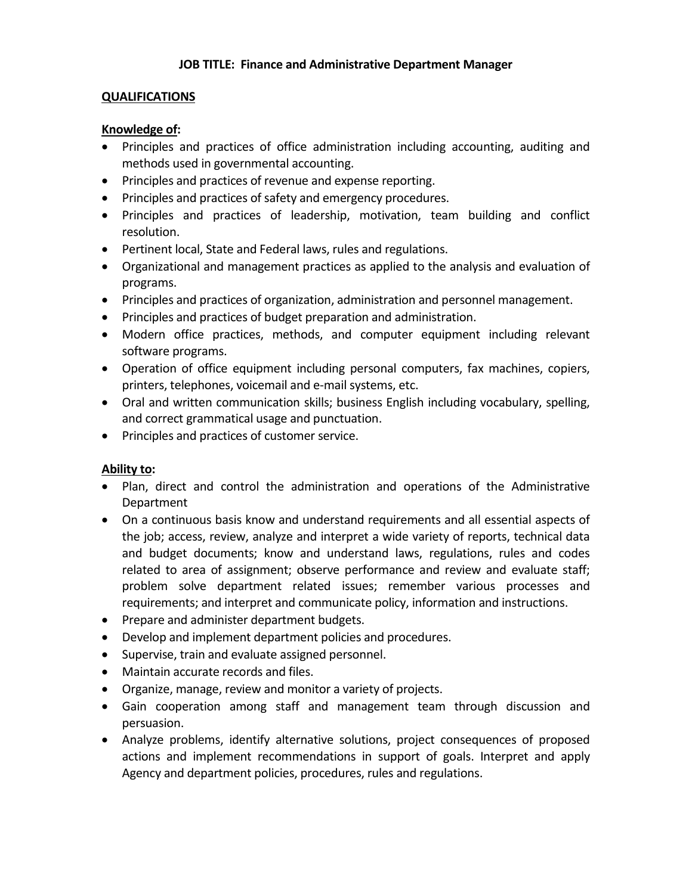**JOB TITLE: Finance and Administrative Department Manager**

## QUALIFICATIONS

### Knowledge of:

- Principles and practices of office administration including accounting, auditing and methods used in governmental accounting.
- Principles and practices of revenue and expense reporting.
- Principles and practices of safety and emergency procedures.
- Principles and practices of leadership, motivation, team building and conflict resolution.
- Pertinent local, State and Federal laws, rules and regulations.
- Organizational and management practices as applied to the analysis and evaluation of programs.
- Principles and practices of organization, administration and personnel management.
- Principles and practices of budget preparation and administration.
- Modern office practices, methods, and computer equipment including relevant software programs.
- Operation of office equipment including personal computers, fax machines, copiers, printers, telephones, voicemail and e-mail systems, etc.
- Oral and written communication skills; business English including vocabulary, spelling, and correct grammatical usage and punctuation.
- Principles and practices of customer service.

### Ability to:

- Plan, direct and control the administration and operations of the Administrative Department
- On a continuous basis know and understand requirements and all essential aspects of the job; access, review, analyze and interpret a wide variety of reports, technical data and budget documents; know and understand laws, regulations, rules and codes related to area of assignment; observe performance and review and evaluate staff; problem solve department related issues; remember various processes and requirements; and interpret and communicate policy, information and instructions.
- Prepare and administer department budgets.
- Develop and implement department policies and procedures.
- Supervise, train and evaluate assigned personnel.
- Maintain accurate records and files.
- Organize, manage, review and monitor a variety of projects.
- Gain cooperation among staff and management team through discussion and persuasion.
- Analyze problems, identify alternative solutions, project consequences of proposed actions and implement recommendations in support of goals. Interpret and apply Agency and department policies, procedures, rules and regulations.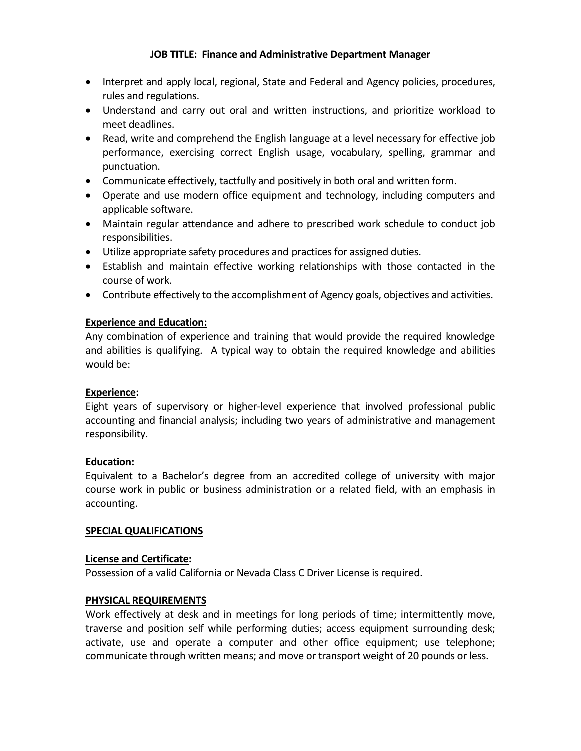**JOB TITLE: Finance and Administrative Department Manager**

- Interpret and apply local, regional, State and Federal and Agency policies, procedures, rules and regulations.
- Understand and carry out oral and written instructions, and prioritize workload to meet deadlines.
- Read, write and comprehend the English language at a level necessary for effective job performance, exercising correct English usage, vocabulary, spelling, grammar and punctuation.
- Communicate effectively, tactfully and positively in both oral and written form.
- Operate and use modern office equipment and technology, including computers and applicable software.
- Maintain regular attendance and adhere to prescribed work schedule to conduct job responsibilities.
- Utilize appropriate safety procedures and practices for assigned duties.
- Establish and maintain effective working relationships with those contacted in the course of work.
- Contribute effectively to the accomplishment of Agency goals, objectives and activities.

**Experience and Education:**

Any combination of experience and training that would provide the required knowledge and abilities is qualifying. A typical way to obtain the required knowledge and abilities would be:

**Experience:**

Eight years of supervisory or higher-level experience that involved professional public accounting and financial analysis; including two years of administrative and management responsibility.

**Education:**

Equivalent to a Bachelor's degree from an accredited college of university with major course work in public or business administration or a related field, with an emphasis in accounting.

**SPECIAL QUALIFICATIONS**

**License and Certificate:**

Possession of a valid California or Nevada Class C Driver License is required.

**PHYSICAL REQUIREMENTS**

Work effectively at desk and in meetings for long periods of time; intermittently move, traverse and position self while performing duties; access equipment surrounding desk; activate, use and operate a computer and other office equipment; use telephone; communicate through written means; and move or transport weight of 20 pounds or less.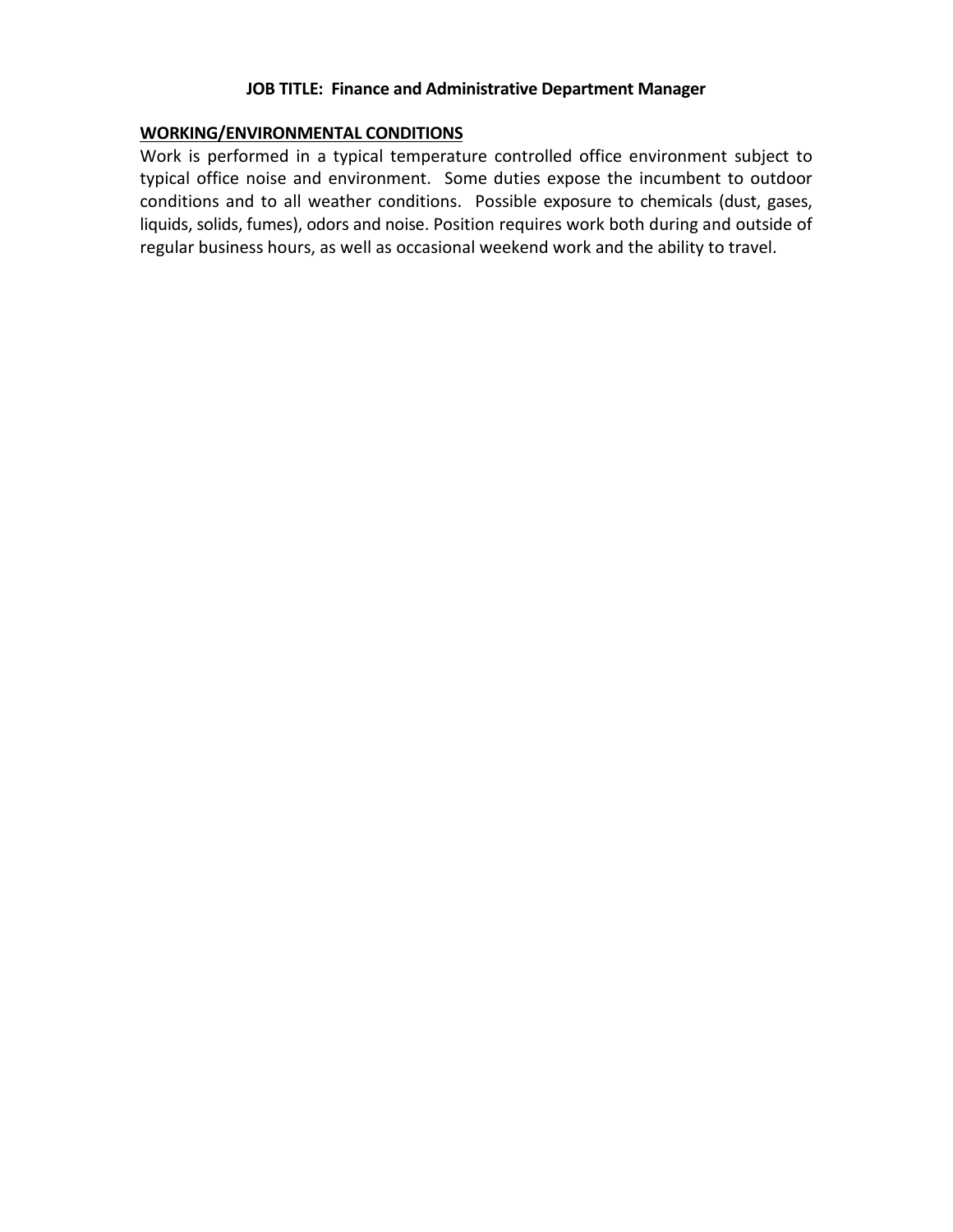**JOB TITLE: Finance and Administrative Department Manager**

**WORKING/ENVIRONMENTAL CONDITIONS**

Work is performed in a typical temperature controlled office environment subject to typical office noise and environment. Some duties expose the incumbent to outdoor conditions and to all weather conditions. Possible exposure to chemicals (dust, gases, liquids, solids, fumes), odors and noise. Position requires work both during and outside of regular business hours, as well as occasional weekend work and the ability to travel.